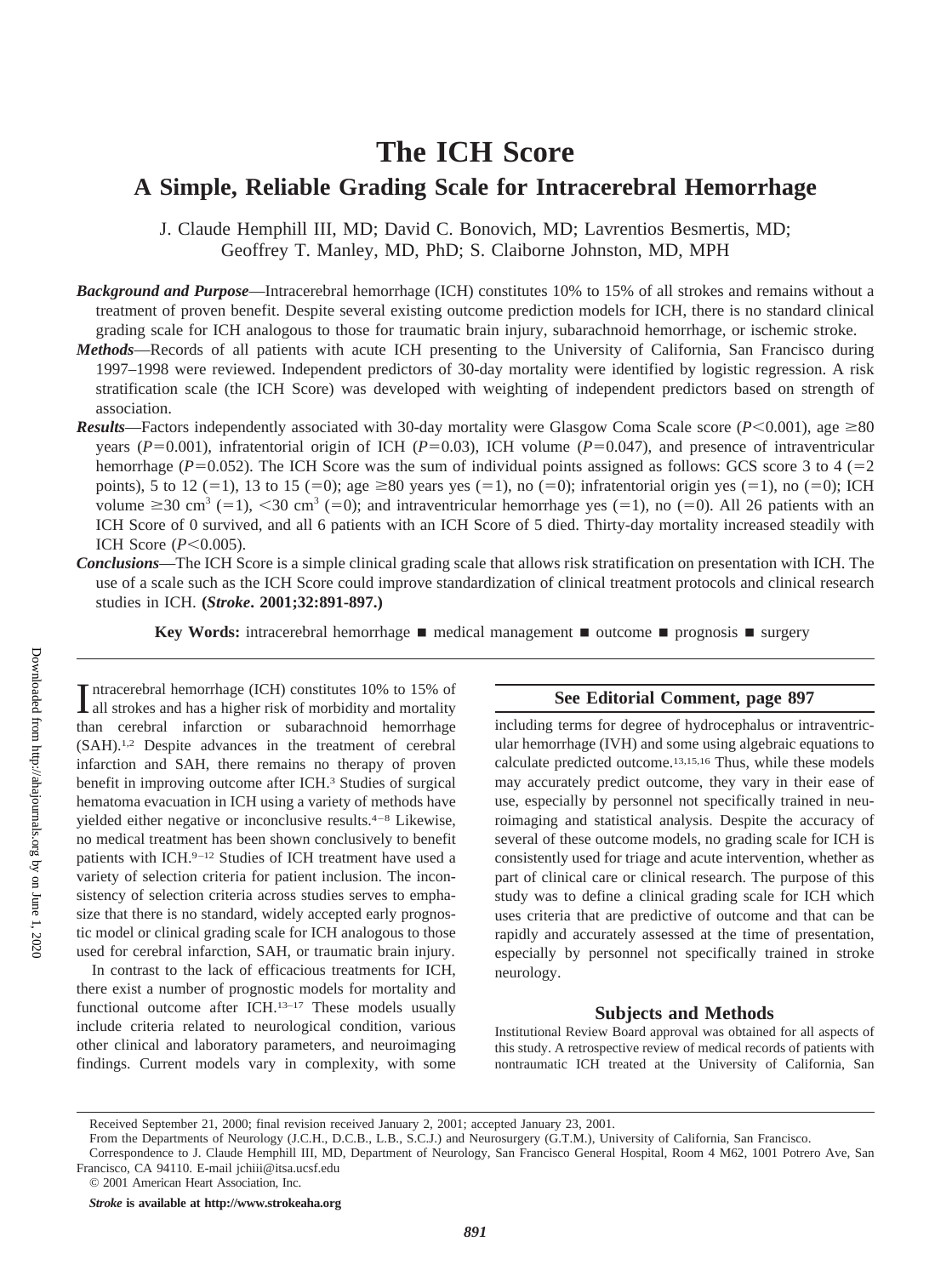# The ICH Score

## A Simple, Reliable Grading Scale for Intracerebral Hemorrhage

J. Claude Hemphill III, MD; David C. Bonovich, MD; Lavrentios Besmertis, MD; Geoffrey T. Manley, MD, PhD; S. Claiborne Johnston, MD, MPH

***Background and Purpose***—Intracerebral hemorrhage (ICH) constitutes 10% to 15% of all strokes and remains without a treatment of proven benefit. Despite several existing outcome prediction models for ICH, there is no standard clinical grading scale for ICH analogous to those for traumatic brain injury, subarachnoid hemorrhage, or ischemic stroke.

***Methods***—Records of all patients with acute ICH presenting to the University of California, San Francisco during 1997–1998 were reviewed. Independent predictors of 30-day mortality were identified by logistic regression. A risk stratification scale (the ICH Score) was developed with weighting of independent predictors based on strength of association.

***Results***—Factors independently associated with 30-day mortality were Glasgow Coma Scale score ($P<0.001$), age ≥80 years ($P=0.001$), infratentorial origin of ICH ($P=0.03$), ICH volume ($P=0.047$), and presence of intraventricular hemorrhage ($P=0.052$). The ICH Score was the sum of individual points assigned as follows: GCS score 3 to 4 (=2 points), 5 to 12 (=1), 13 to 15 (=0); age ≥80 years yes (=1), no (=0); infratentorial origin yes (=1), no (=0); ICH volume ≥30 $cm^3$ (=1), <30 $cm^3$ (=0); and intraventricular hemorrhage yes (=1), no (=0). All 26 patients with an ICH Score of 0 survived, and all 6 patients with an ICH Score of 5 died. Thirty-day mortality increased steadily with ICH Score ($P<0.005$).

***Conclusions***—The ICH Score is a simple clinical grading scale that allows risk stratification on presentation with ICH. The use of a scale such as the ICH Score could improve standardization of clinical treatment protocols and clinical research studies in ICH. **(*Stroke*. 2001;32:891-897.)**

**Key Words:** intracerebral hemorrhage ■ medical management ■ outcome ■ prognosis ■ surgery

Intracerebral hemorrhage (ICH) constitutes 10% to 15% of all strokes and has a higher risk of morbidity and mortality than cerebral infarction or subarachnoid hemorrhage (SAH).[1,2] Despite advances in the treatment of cerebral infarction and SAH, there remains no therapy of proven benefit in improving outcome after ICH.[3] Studies of surgical hematoma evacuation in ICH using a variety of methods have yielded either negative or inconclusive results.[4–8] Likewise, no medical treatment has been shown conclusively to benefit patients with ICH.[9–12] Studies of ICH treatment have used a variety of selection criteria for patient inclusion. The inconsistency of selection criteria across studies serves to emphasize that there is no standard, widely accepted early prognostic model or clinical grading scale for ICH analogous to those used for cerebral infarction, SAH, or traumatic brain injury.

In contrast to the lack of efficacious treatments for ICH, there exist a number of prognostic models for mortality and functional outcome after ICH.[13–17] These models usually include criteria related to neurological condition, various other clinical and laboratory parameters, and neuroimaging findings. Current models vary in complexity, with some including terms for degree of hydrocephalus or intraventricular hemorrhage (IVH) and some using algebraic equations to calculate predicted outcome.[13,15,16] Thus, while these models may accurately predict outcome, they vary in their ease of use, especially by personnel not specifically trained in neuroimaging and statistical analysis. Despite the accuracy of several of these outcome models, no grading scale for ICH is consistently used for triage and acute intervention, whether as part of clinical care or clinical research. The purpose of this study was to define a clinical grading scale for ICH which uses criteria that are predictive of outcome and that can be rapidly and accurately assessed at the time of presentation, especially by personnel not specifically trained in stroke neurology.

**See Editorial Comment, page 897**

## Subjects and Methods

Institutional Review Board approval was obtained for all aspects of this study. A retrospective review of medical records of patients with nontraumatic ICH treated at the University of California, San

---

Received September 21, 2000; final revision received January 2, 2001; accepted January 23, 2001.

From the Departments of Neurology (J.C.H., D.C.B., L.B., S.C.J.) and Neurosurgery (G.T.M.), University of California, San Francisco.

Correspondence to J. Claude Hemphill III, MD, Department of Neurology, San Francisco General Hospital, Room 4 M62, 1001 Potrero Ave, San Francisco, CA 94110. E-mail jchiii@itsa.ucsf.edu

© 2001 American Heart Association, Inc.

*Stroke* **is available at http://www.strokeaha.org**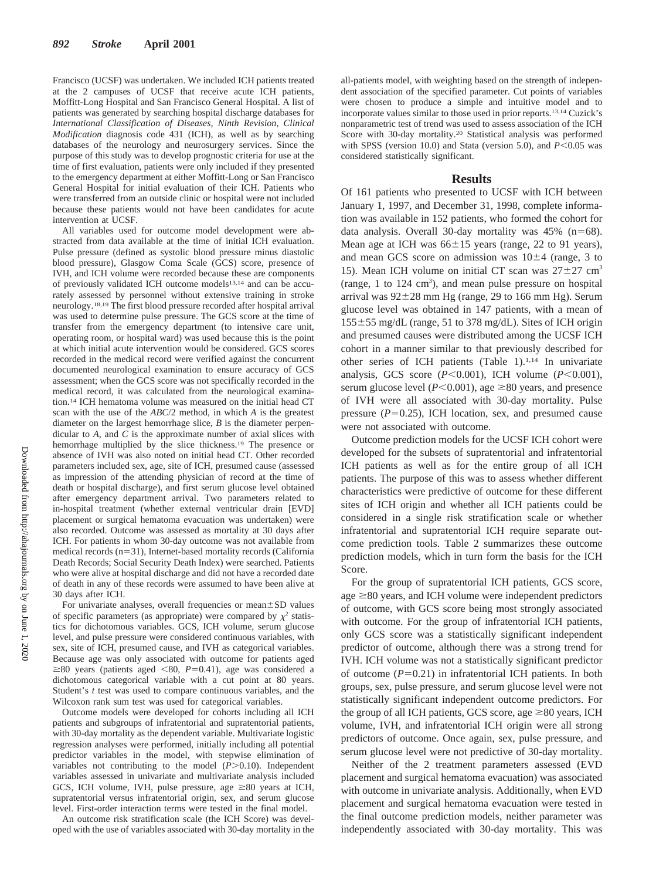Francisco (UCSF) was undertaken. We included ICH patients treated at the 2 campuses of UCSF that receive acute ICH patients, Moffitt-Long Hospital and San Francisco General Hospital. A list of patients was generated by searching hospital discharge databases for *International Classification of Diseases, Ninth Revision, Clinical Modification* diagnosis code 431 (ICH), as well as by searching databases of the neurology and neurosurgery services. Since the purpose of this study was to develop prognostic criteria for use at the time of first evaluation, patients were only included if they presented to the emergency department at either Moffitt-Long or San Francisco General Hospital for initial evaluation of their ICH. Patients who were transferred from an outside clinic or hospital were not included because these patients would not have been candidates for acute intervention at UCSF.

All variables used for outcome model development were abstracted from data available at the time of initial ICH evaluation. Pulse pressure (defined as systolic blood pressure minus diastolic blood pressure), Glasgow Coma Scale (GCS) score, presence of IVH, and ICH volume were recorded because these are components of previously validated ICH outcome models[13,14] and can be accurately assessed by personnel without extensive training in stroke neurology.[18,19] The first blood pressure recorded after hospital arrival was used to determine pulse pressure. The GCS score at the time of transfer from the emergency department (to intensive care unit, operating room, or hospital ward) was used because this is the point at which initial acute intervention would be considered. GCS scores recorded in the medical record were verified against the concurrent documented neurological examination to ensure accuracy of GCS assessment; when the GCS score was not specifically recorded in the medical record, it was calculated from the neurological examination.[14] ICH hematoma volume was measured on the initial head CT scan with the use of the *ABC*/2 method, in which *A* is the greatest diameter on the largest hemorrhage slice, *B* is the diameter perpendicular to *A*, and *C* is the approximate number of axial slices with hemorrhage multiplied by the slice thickness.[19] The presence or absence of IVH was also noted on initial head CT. Other recorded parameters included sex, age, site of ICH, presumed cause (assessed as impression of the attending physician of record at the time of death or hospital discharge), and first serum glucose level obtained after emergency department arrival. Two parameters related to in-hospital treatment (whether external ventricular drain [EVD] placement or surgical hematoma evacuation was undertaken) were also recorded. Outcome was assessed as mortality at 30 days after ICH. For patients in whom 30-day outcome was not available from medical records (n=31), Internet-based mortality records (California Death Records; Social Security Death Index) were searched. Patients who were alive at hospital discharge and did not have a recorded date of death in any of these records were assumed to have been alive at 30 days after ICH.

For univariate analyses, overall frequencies or mean±SD values of specific parameters (as appropriate) were compared by $\chi^2$ statistics for dichotomous variables. GCS, ICH volume, serum glucose level, and pulse pressure were considered continuous variables, with sex, site of ICH, presumed cause, and IVH as categorical variables. Because age was only associated with outcome for patients aged ≥80 years (patients aged <80, $P=0.41$), age was considered a dichotomous categorical variable with a cut point at 80 years. Student's *t* test was used to compare continuous variables, and the Wilcoxon rank sum test was used for categorical variables.

Outcome models were developed for cohorts including all ICH patients and subgroups of infratentorial and supratentorial patients, with 30-day mortality as the dependent variable. Multivariate logistic regression analyses were performed, initially including all potential predictor variables in the model, with stepwise elimination of variables not contributing to the model ($P>0.10$). Independent variables assessed in univariate and multivariate analysis included GCS, ICH volume, IVH, pulse pressure, age ≥80 years at ICH, supratentorial versus infratentorial origin, sex, and serum glucose level. First-order interaction terms were tested in the final model.

An outcome risk stratification scale (the ICH Score) was developed with the use of variables associated with 30-day mortality in the all-patients model, with weighting based on the strength of independent association of the specified parameter. Cut points of variables were chosen to produce a simple and intuitive model and to incorporate values similar to those used in prior reports.[13,14] Cuzick's nonparametric test of trend was used to assess association of the ICH Score with 30-day mortality.[20] Statistical analysis was performed with SPSS (version 10.0) and Stata (version 5.0), and $P<0.05$ was considered statistically significant.

## Results

Of 161 patients who presented to UCSF with ICH between January 1, 1997, and December 31, 1998, complete information was available in 152 patients, who formed the cohort for data analysis. Overall 30-day mortality was 45% (n=68). Mean age at ICH was 66±15 years (range, 22 to 91 years), and mean GCS score on admission was 10±4 (range, 3 to 15). Mean ICH volume on initial CT scan was 27±27 $cm^3$ (range, 1 to 124 $cm^3$), and mean pulse pressure on hospital arrival was 92±28 mm Hg (range, 29 to 166 mm Hg). Serum glucose level was obtained in 147 patients, with a mean of 155±55 mg/dL (range, 51 to 378 mg/dL). Sites of ICH origin and presumed causes were distributed among the UCSF ICH cohort in a manner similar to that previously described for other series of ICH patients (Table 1).[1,14] In univariate analysis, GCS score ($P<0.001$), ICH volume ($P<0.001$), serum glucose level ($P<0.001$), age ≥80 years, and presence of IVH were all associated with 30-day mortality. Pulse pressure ($P=0.25$), ICH location, sex, and presumed cause were not associated with outcome.

Outcome prediction models for the UCSF ICH cohort were developed for the subsets of supratentorial and infratentorial ICH patients as well as for the entire group of all ICH patients. The purpose of this was to assess whether different characteristics were predictive of outcome for these different sites of ICH origin and whether all ICH patients could be considered in a single risk stratification scale or whether infratentorial and supratentorial ICH require separate outcome prediction tools. Table 2 summarizes these outcome prediction models, which in turn form the basis for the ICH Score.

For the group of supratentorial ICH patients, GCS score, age ≥80 years, and ICH volume were independent predictors of outcome, with GCS score being most strongly associated with outcome. For the group of infratentorial ICH patients, only GCS score was a statistically significant independent predictor of outcome, although there was a strong trend for IVH. ICH volume was not a statistically significant predictor of outcome ($P=0.21$) in infratentorial ICH patients. In both groups, sex, pulse pressure, and serum glucose level were not statistically significant independent outcome predictors. For the group of all ICH patients, GCS score, age ≥80 years, ICH volume, IVH, and infratentorial ICH origin were all strong predictors of outcome. Once again, sex, pulse pressure, and serum glucose level were not predictive of 30-day mortality.

Neither of the 2 treatment parameters assessed (EVD placement and surgical hematoma evacuation) was associated with outcome in univariate analysis. Additionally, when EVD placement and surgical hematoma evacuation were tested in the final outcome prediction models, neither parameter was independently associated with 30-day mortality. This was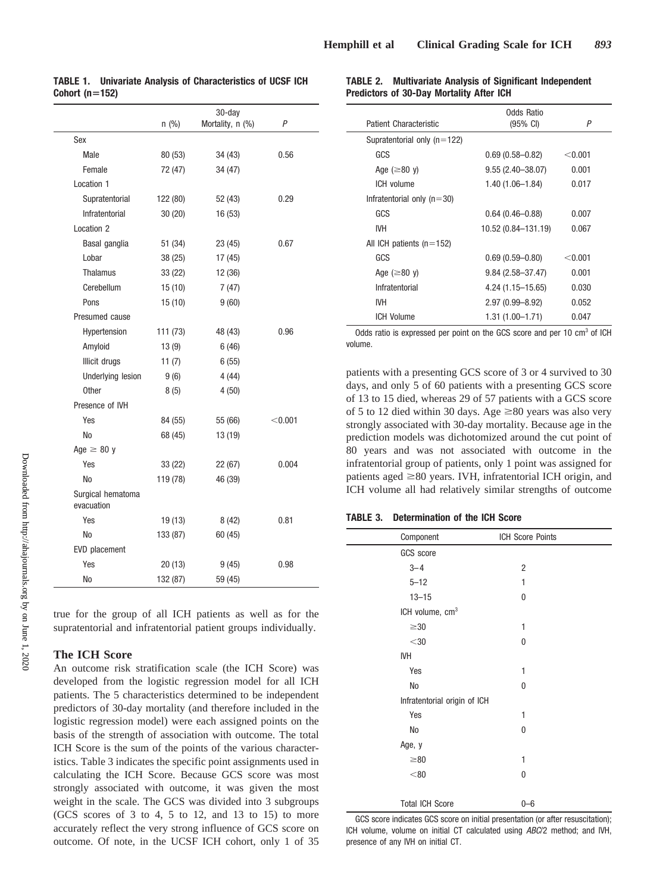**TABLE 1. Univariate Analysis of Characteristics of UCSF ICH Cohort (n=152)**

| | n (%) | 30-day Mortality, n (%) | *P* |
|---|---|---|---|
| Sex | | | |
| Male | 80 (53) | 34 (43) | 0.56 |
| Female | 72 (47) | 34 (47) | |
| Location 1 | | | |
| Supratentorial | 122 (80) | 52 (43) | 0.29 |
| Infratentorial | 30 (20) | 16 (53) | |
| Location 2 | | | |
| Basal ganglia | 51 (34) | 23 (45) | 0.67 |
| Lobar | 38 (25) | 17 (45) | |
| Thalamus | 33 (22) | 12 (36) | |
| Cerebellum | 15 (10) | 7 (47) | |
| Pons | 15 (10) | 9 (60) | |
| Presumed cause | | | |
| Hypertension | 111 (73) | 48 (43) | 0.96 |
| Amyloid | 13 (9) | 6 (46) | |
| Illicit drugs | 11 (7) | 6 (55) | |
| Underlying lesion | 9 (6) | 4 (44) | |
| Other | 8 (5) | 4 (50) | |
| Presence of IVH | | | |
| Yes | 84 (55) | 55 (66) | <0.001 |
| No | 68 (45) | 13 (19) | |
| Age ≥ 80 y | | | |
| Yes | 33 (22) | 22 (67) | 0.004 |
| No | 119 (78) | 46 (39) | |
| Surgical hematoma evacuation | | | |
| Yes | 19 (13) | 8 (42) | 0.81 |
| No | 133 (87) | 60 (45) | |
| EVD placement | | | |
| Yes | 20 (13) | 9 (45) | 0.98 |
| No | 132 (87) | 59 (45) | |

true for the group of all ICH patients as well as for the supratentorial and infratentorial patient groups individually.

## The ICH Score

An outcome risk stratification scale (the ICH Score) was developed from the logistic regression model for all ICH patients. The 5 characteristics determined to be independent predictors of 30-day mortality (and therefore included in the logistic regression model) were each assigned points on the basis of the strength of association with outcome. The total ICH Score is the sum of the points of the various characteristics. Table 3 indicates the specific point assignments used in calculating the ICH Score. Because GCS score was most strongly associated with outcome, it was given the most weight in the scale. The GCS was divided into 3 subgroups (GCS scores of 3 to 4, 5 to 12, and 13 to 15) to more accurately reflect the very strong influence of GCS score on outcome. Of note, in the UCSF ICH cohort, only 1 of 35 patients with a presenting GCS score of 3 or 4 survived to 30 days, and only 5 of 60 patients with a presenting GCS score of 13 to 15 died, whereas 29 of 57 patients with a GCS score of 5 to 12 died within 30 days. Age ≥80 years was also very strongly associated with 30-day mortality. Because age in the prediction models was dichotomized around the cut point of 80 years and was not associated with outcome in the infratentorial group of patients, only 1 point was assigned for patients aged ≥80 years. IVH, infratentorial ICH origin, and ICH volume all had relatively similar strengths of outcome

**TABLE 2. Multivariate Analysis of Significant Independent Predictors of 30-Day Mortality After ICH**

| Patient Characteristic | Odds Ratio (95% CI) | *P* |
|---|---|---|
| Supratentorial only (n=122) | | |
| GCS | 0.69 (0.58–0.82) | <0.001 |
| Age (≥80 y) | 9.55 (2.40–38.07) | 0.001 |
| ICH volume | 1.40 (1.06–1.84) | 0.017 |
| Infratentorial only (n=30) | | |
| GCS | 0.64 (0.46–0.88) | 0.007 |
| IVH | 10.52 (0.84–131.19) | 0.067 |
| All ICH patients (n=152) | | |
| GCS | 0.69 (0.59–0.80) | <0.001 |
| Age (≥80 y) | 9.84 (2.58–37.47) | 0.001 |
| Infratentorial | 4.24 (1.15–15.65) | 0.030 |
| IVH | 2.97 (0.99–8.92) | 0.052 |
| ICH Volume | 1.31 (1.00–1.71) | 0.047 |

Odds ratio is expressed per point on the GCS score and per 10 $cm^3$ of ICH volume.

**TABLE 3. Determination of the ICH Score**

| Component | ICH Score Points |
|---|---|
| GCS score | |
| 3–4 | 2 |
| 5–12 | 1 |
| 13–15 | 0 |
| ICH volume, $cm^3$ | |
| ≥30 | 1 |
| <30 | 0 |
| IVH | |
| Yes | 1 |
| No | 0 |
| Infratentorial origin of ICH | |
| Yes | 1 |
| No | 0 |
| Age, y | |
| ≥80 | 1 |
| <80 | 0 |
| Total ICH Score | 0–6 |

GCS score indicates GCS score on initial presentation (or after resuscitation); ICH volume, volume on initial CT calculated using *ABC*/2 method; and IVH, presence of any IVH on initial CT.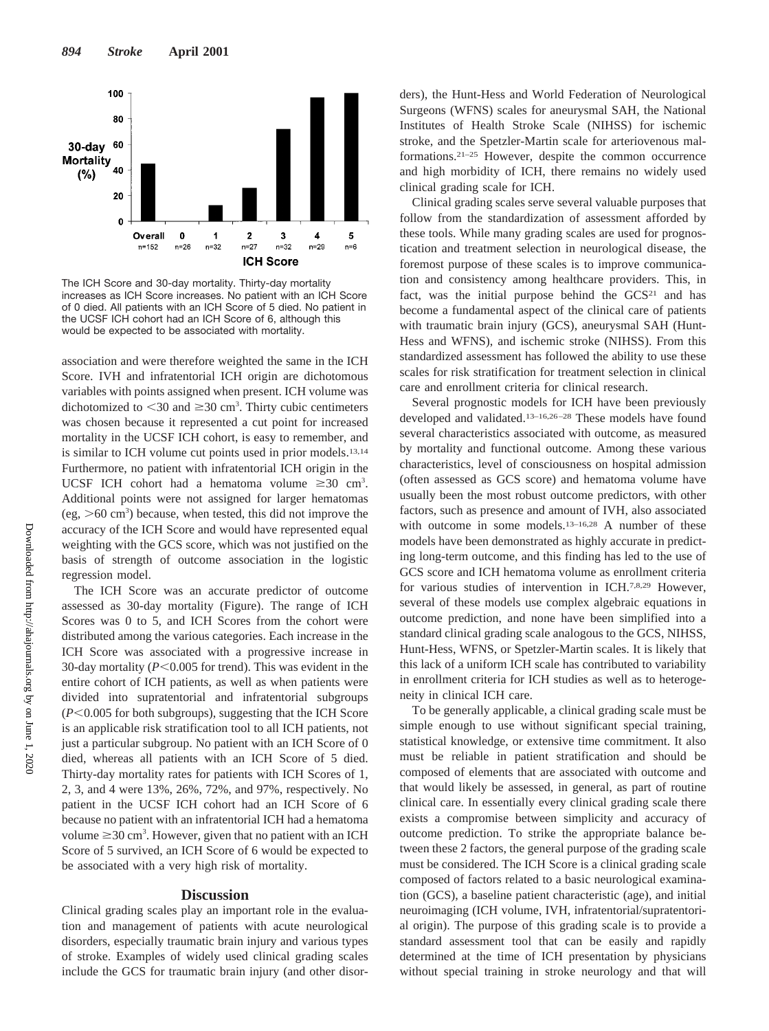The ICH Score and 30-day mortality. Thirty-day mortality increases as ICH Score increases. No patient with an ICH Score of 0 died. All patients with an ICH Score of 5 died. No patient in the UCSF ICH cohort had an ICH Score of 6, although this would be expected to be associated with mortality.

association and were therefore weighted the same in the ICH Score. IVH and infratentorial ICH origin are dichotomous variables with points assigned when present. ICH volume was dichotomized to $<30$ and $\geq 30$ cm$^3$. Thirty cubic centimeters was chosen because it represented a cut point for increased mortality in the UCSF ICH cohort, is easy to remember, and is similar to ICH volume cut points used in prior models.[13,14] Furthermore, no patient with infratentorial ICH origin in the UCSF ICH cohort had a hematoma volume $\geq 30$ cm$^3$. Additional points were not assigned for larger hematomas (eg, $>60$ cm$^3$) because, when tested, this did not improve the accuracy of the ICH Score and would have represented equal weighting with the GCS score, which was not justified on the basis of strength of outcome association in the logistic regression model.

The ICH Score was an accurate predictor of outcome assessed as 30-day mortality (Figure). The range of ICH Scores was 0 to 5, and ICH Scores from the cohort were distributed among the various categories. Each increase in the ICH Score was associated with a progressive increase in 30-day mortality ($P<0.005$ for trend). This was evident in the entire cohort of ICH patients, as well as when patients were divided into supratentorial and infratentorial subgroups ($P<0.005$ for both subgroups), suggesting that the ICH Score is an applicable risk stratification tool to all ICH patients, not just a particular subgroup. No patient with an ICH Score of 0 died, whereas all patients with an ICH Score of 5 died. Thirty-day mortality rates for patients with ICH Scores of 1, 2, 3, and 4 were 13%, 26%, 72%, and 97%, respectively. No patient in the UCSF ICH cohort had an ICH Score of 6 because no patient with an infratentorial ICH had a hematoma volume $\geq 30$ cm$^3$. However, given that no patient with an ICH Score of 5 survived, an ICH Score of 6 would be expected to be associated with a very high risk of mortality.

## Discussion

Clinical grading scales play an important role in the evaluation and management of patients with acute neurological disorders, especially traumatic brain injury and various types of stroke. Examples of widely used clinical grading scales include the GCS for traumatic brain injury (and other disorders), the Hunt-Hess and World Federation of Neurological Surgeons (WFNS) scales for aneurysmal SAH, the National Institutes of Health Stroke Scale (NIHSS) for ischemic stroke, and the Spetzler-Martin scale for arteriovenous malformations.[21–25] However, despite the common occurrence and high morbidity of ICH, there remains no widely used clinical grading scale for ICH.

Clinical grading scales serve several valuable purposes that follow from the standardization of assessment afforded by these tools. While many grading scales are used for prognostication and treatment selection in neurological disease, the foremost purpose of these scales is to improve communication and consistency among healthcare providers. This, in fact, was the initial purpose behind the GCS[21] and has become a fundamental aspect of the clinical care of patients with traumatic brain injury (GCS), aneurysmal SAH (Hunt-Hess and WFNS), and ischemic stroke (NIHSS). From this standardized assessment has followed the ability to use these scales for risk stratification for treatment selection in clinical care and enrollment criteria for clinical research.

Several prognostic models for ICH have been previously developed and validated.[13–16,26–28] These models have found several characteristics associated with outcome, as measured by mortality and functional outcome. Among these various characteristics, level of consciousness on hospital admission (often assessed as GCS score) and hematoma volume have usually been the most robust outcome predictors, with other factors, such as presence and amount of IVH, also associated with outcome in some models.[13–16,28] A number of these models have been demonstrated as highly accurate in predicting long-term outcome, and this finding has led to the use of GCS score and ICH hematoma volume as enrollment criteria for various studies of intervention in ICH.[7,8,29] However, several of these models use complex algebraic equations in outcome prediction, and none have been simplified into a standard clinical grading scale analogous to the GCS, NIHSS, Hunt-Hess, WFNS, or Spetzler-Martin scales. It is likely that this lack of a uniform ICH scale has contributed to variability in enrollment criteria for ICH studies as well as to heterogeneity in clinical ICH care.

To be generally applicable, a clinical grading scale must be simple enough to use without significant special training, statistical knowledge, or extensive time commitment. It also must be reliable in patient stratification and should be composed of elements that are associated with outcome and that would likely be assessed, in general, as part of routine clinical care. In essentially every clinical grading scale there exists a compromise between simplicity and accuracy of outcome prediction. To strike the appropriate balance between these 2 factors, the general purpose of the grading scale must be considered. The ICH Score is a clinical grading scale composed of factors related to a basic neurological examination (GCS), a baseline patient characteristic (age), and initial neuroimaging (ICH volume, IVH, infratentorial/supratentorial origin). The purpose of this grading scale is to provide a standard assessment tool that can be easily and rapidly determined at the time of ICH presentation by physicians without special training in stroke neurology and that will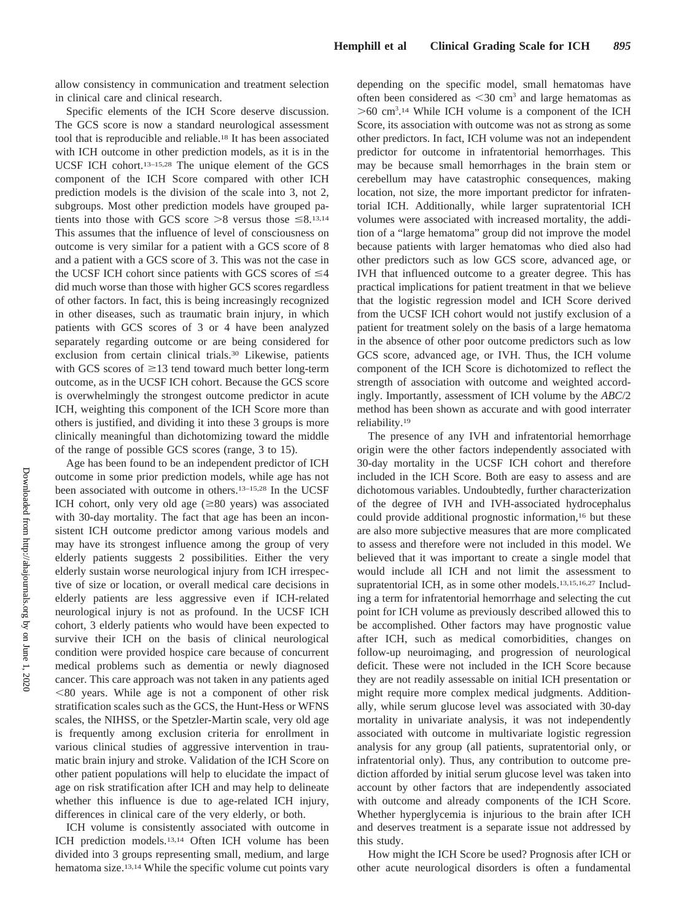allow consistency in communication and treatment selection in clinical care and clinical research.

Specific elements of the ICH Score deserve discussion. The GCS score is now a standard neurological assessment tool that is reproducible and reliable.[18] It has been associated with ICH outcome in other prediction models, as it is in the UCSF ICH cohort.[13–15,28] The unique element of the GCS component of the ICH Score compared with other ICH prediction models is the division of the scale into 3, not 2, subgroups. Most other prediction models have grouped patients into those with GCS score >8 versus those ≤8.[13,14] This assumes that the influence of level of consciousness on outcome is very similar for a patient with a GCS score of 8 and a patient with a GCS score of 3. This was not the case in the UCSF ICH cohort since patients with GCS scores of ≤4 did much worse than those with higher GCS scores regardless of other factors. In fact, this is being increasingly recognized in other diseases, such as traumatic brain injury, in which patients with GCS scores of 3 or 4 have been analyzed separately regarding outcome or are being considered for exclusion from certain clinical trials.[30] Likewise, patients with GCS scores of ≥13 tend toward much better long-term outcome, as in the UCSF ICH cohort. Because the GCS score is overwhelmingly the strongest outcome predictor in acute ICH, weighting this component of the ICH Score more than others is justified, and dividing it into these 3 groups is more clinically meaningful than dichotomizing toward the middle of the range of possible GCS scores (range, 3 to 15).

Age has been found to be an independent predictor of ICH outcome in some prior prediction models, while age has not been associated with outcome in others.[13–15,28] In the UCSF ICH cohort, only very old age (≥80 years) was associated with 30-day mortality. The fact that age has been an inconsistent ICH outcome predictor among various models and may have its strongest influence among the group of very elderly patients suggests 2 possibilities. Either the very elderly sustain worse neurological injury from ICH irrespective of size or location, or overall medical care decisions in elderly patients are less aggressive even if ICH-related neurological injury is not as profound. In the UCSF ICH cohort, 3 elderly patients who would have been expected to survive their ICH on the basis of clinical neurological condition were provided hospice care because of concurrent medical problems such as dementia or newly diagnosed cancer. This care approach was not taken in any patients aged <80 years. While age is not a component of other risk stratification scales such as the GCS, the Hunt-Hess or WFNS scales, the NIHSS, or the Spetzler-Martin scale, very old age is frequently among exclusion criteria for enrollment in various clinical studies of aggressive intervention in traumatic brain injury and stroke. Validation of the ICH Score on other patient populations will help to elucidate the impact of age on risk stratification after ICH and may help to delineate whether this influence is due to age-related ICH injury, differences in clinical care of the very elderly, or both.

ICH volume is consistently associated with outcome in ICH prediction models.[13,14] Often ICH volume has been divided into 3 groups representing small, medium, and large hematoma size.[13,14] While the specific volume cut points vary depending on the specific model, small hematomas have often been considered as <30 $cm^3$ and large hematomas as >60 $cm^3$.[14] While ICH volume is a component of the ICH Score, its association with outcome was not as strong as some other predictors. In fact, ICH volume was not an independent predictor for outcome in infratentorial hemorrhages. This may be because small hemorrhages in the brain stem or cerebellum may have catastrophic consequences, making location, not size, the more important predictor for infratentorial ICH. Additionally, while larger supratentorial ICH volumes were associated with increased mortality, the addition of a "large hematoma" group did not improve the model because patients with larger hematomas who died also had other predictors such as low GCS score, advanced age, or IVH that influenced outcome to a greater degree. This has practical implications for patient treatment in that we believe that the logistic regression model and ICH Score derived from the UCSF ICH cohort would not justify exclusion of a patient for treatment solely on the basis of a large hematoma in the absence of other poor outcome predictors such as low GCS score, advanced age, or IVH. Thus, the ICH volume component of the ICH Score is dichotomized to reflect the strength of association with outcome and weighted accordingly. Importantly, assessment of ICH volume by the *ABC*/2 method has been shown as accurate and with good interrater reliability.[19]

The presence of any IVH and infratentorial hemorrhage origin were the other factors independently associated with 30-day mortality in the UCSF ICH cohort and therefore included in the ICH Score. Both are easy to assess and are dichotomous variables. Undoubtedly, further characterization of the degree of IVH and IVH-associated hydrocephalus could provide additional prognostic information,[16] but these are also more subjective measures that are more complicated to assess and therefore were not included in this model. We believed that it was important to create a single model that would include all ICH and not limit the assessment to supratentorial ICH, as in some other models.[13,15,16,27] Including a term for infratentorial hemorrhage and selecting the cut point for ICH volume as previously described allowed this to be accomplished. Other factors may have prognostic value after ICH, such as medical comorbidities, changes on follow-up neuroimaging, and progression of neurological deficit. These were not included in the ICH Score because they are not readily assessable on initial ICH presentation or might require more complex medical judgments. Additionally, while serum glucose level was associated with 30-day mortality in univariate analysis, it was not independently associated with outcome in multivariate logistic regression analysis for any group (all patients, supratentorial only, or infratentorial only). Thus, any contribution to outcome prediction afforded by initial serum glucose level was taken into account by other factors that are independently associated with outcome and already components of the ICH Score. Whether hyperglycemia is injurious to the brain after ICH and deserves treatment is a separate issue not addressed by this study.

How might the ICH Score be used? Prognosis after ICH or other acute neurological disorders is often a fundamental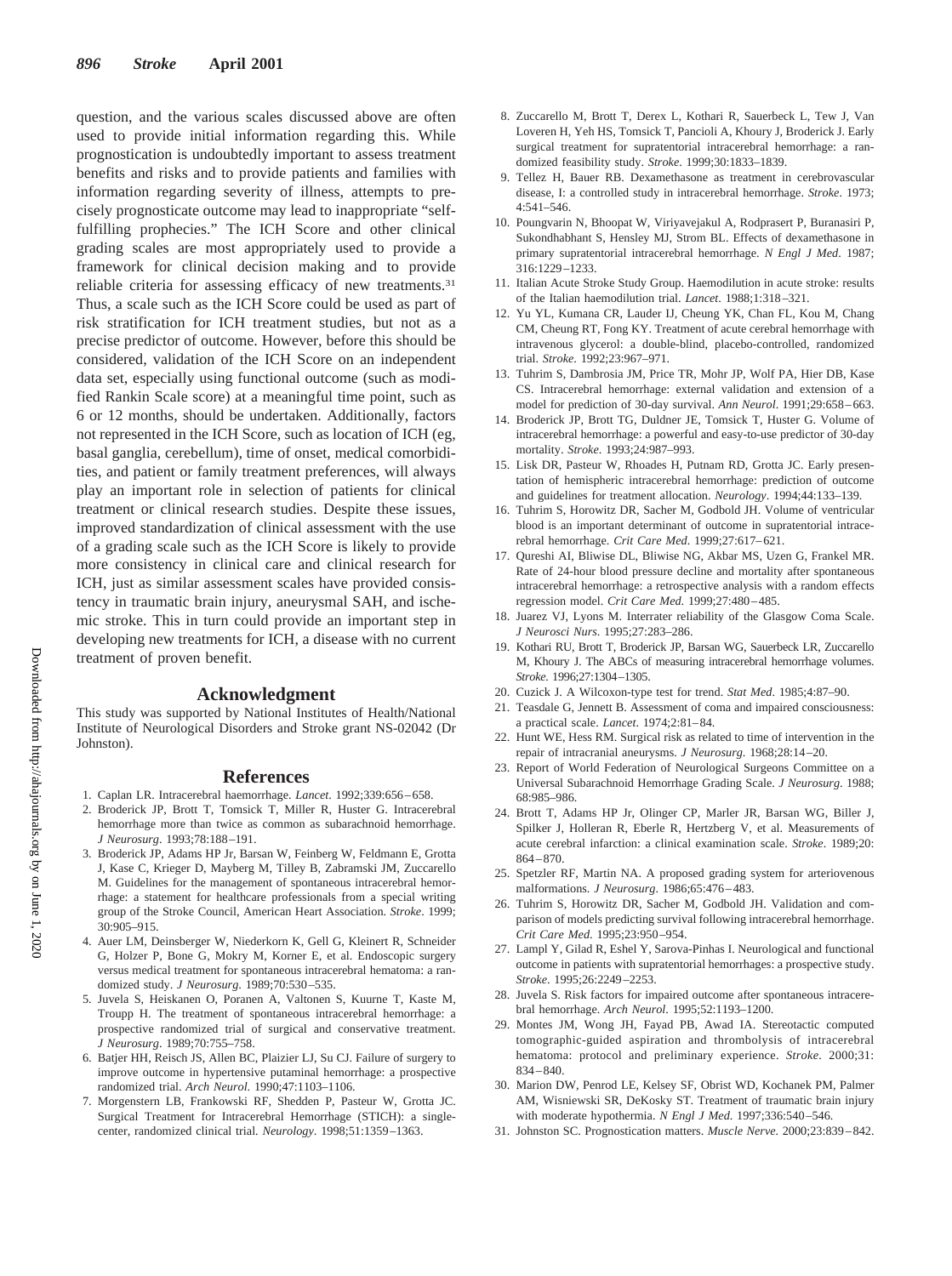question, and the various scales discussed above are often used to provide initial information regarding this. While prognostication is undoubtedly important to assess treatment benefits and risks and to provide patients and families with information regarding severity of illness, attempts to precisely prognosticate outcome may lead to inappropriate "self-fulfilling prophecies." The ICH Score and other clinical grading scales are most appropriately used to provide a framework for clinical decision making and to provide reliable criteria for assessing efficacy of new treatments.[31] Thus, a scale such as the ICH Score could be used as part of risk stratification for ICH treatment studies, but not as a precise predictor of outcome. However, before this should be considered, validation of the ICH Score on an independent data set, especially using functional outcome (such as modified Rankin Scale score) at a meaningful time point, such as 6 or 12 months, should be undertaken. Additionally, factors not represented in the ICH Score, such as location of ICH (eg, basal ganglia, cerebellum), time of onset, medical comorbidities, and patient or family treatment preferences, will always play an important role in selection of patients for clinical treatment or clinical research studies. Despite these issues, improved standardization of clinical assessment with the use of a grading scale such as the ICH Score is likely to provide more consistency in clinical care and clinical research for ICH, just as similar assessment scales have provided consistency in traumatic brain injury, aneurysmal SAH, and ischemic stroke. This in turn could provide an important step in developing new treatments for ICH, a disease with no current treatment of proven benefit.

## Acknowledgment

This study was supported by National Institutes of Health/National Institute of Neurological Disorders and Stroke grant NS-02042 (Dr Johnston).

## References

1. Caplan LR. Intracerebral haemorrhage. *Lancet*. 1992;339:656–658.
2. Broderick JP, Brott T, Tomsick T, Miller R, Huster G. Intracerebral hemorrhage more than twice as common as subarachnoid hemorrhage. *J Neurosurg*. 1993;78:188–191.
3. Broderick JP, Adams HP Jr, Barsan W, Feinberg W, Feldmann E, Grotta J, Kase C, Krieger D, Mayberg M, Tilley B, Zabramski JM, Zuccarello M. Guidelines for the management of spontaneous intracerebral hemorrhage: a statement for healthcare professionals from a special writing group of the Stroke Council, American Heart Association. *Stroke*. 1999; 30:905–915.
4. Auer LM, Deinsberger W, Niederkorn K, Gell G, Kleinert R, Schneider G, Holzer P, Bone G, Mokry M, Korner E, et al. Endoscopic surgery versus medical treatment for spontaneous intracerebral hematoma: a randomized study. *J Neurosurg*. 1989;70:530–535.
5. Juvela S, Heiskanen O, Poranen A, Valtonen S, Kuurne T, Kaste M, Troupp H. The treatment of spontaneous intracerebral hemorrhage: a prospective randomized trial of surgical and conservative treatment. *J Neurosurg*. 1989;70:755–758.
6. Batjer HH, Reisch JS, Allen BC, Plaizier LJ, Su CJ. Failure of surgery to improve outcome in hypertensive putaminal hemorrhage: a prospective randomized trial. *Arch Neurol*. 1990;47:1103–1106.
7. Morgenstern LB, Frankowski RF, Shedden P, Pasteur W, Grotta JC. Surgical Treatment for Intracerebral Hemorrhage (STICH): a single-center, randomized clinical trial. *Neurology*. 1998;51:1359–1363.
8. Zuccarello M, Brott T, Derex L, Kothari R, Sauerbeck L, Tew J, Van Loveren H, Yeh HS, Tomsick T, Pancioli A, Khoury J, Broderick J. Early surgical treatment for supratentorial intracerebral hemorrhage: a randomized feasibility study. *Stroke*. 1999;30:1833–1839.
9. Tellez H, Bauer RB. Dexamethasone as treatment in cerebrovascular disease, I: a controlled study in intracerebral hemorrhage. *Stroke*. 1973; 4:541–546.
10. Poungvarin N, Bhoopat W, Viriyavejakul A, Rodprasert P, Buranasiri P, Sukondhabhant S, Hensley MJ, Strom BL. Effects of dexamethasone in primary supratentorial intracerebral hemorrhage. *N Engl J Med*. 1987; 316:1229–1233.
11. Italian Acute Stroke Study Group. Haemodilution in acute stroke: results of the Italian haemodilution trial. *Lancet*. 1988;1:318–321.
12. Yu YL, Kumana CR, Lauder IJ, Cheung YK, Chan FL, Kou M, Chang CM, Cheung RT, Fong KY. Treatment of acute cerebral hemorrhage with intravenous glycerol: a double-blind, placebo-controlled, randomized trial. *Stroke*. 1992;23:967–971.
13. Tuhrim S, Dambrosia JM, Price TR, Mohr JP, Wolf PA, Hier DB, Kase CS. Intracerebral hemorrhage: external validation and extension of a model for prediction of 30-day survival. *Ann Neurol*. 1991;29:658–663.
14. Broderick JP, Brott TG, Duldner JE, Tomsick T, Huster G. Volume of intracerebral hemorrhage: a powerful and easy-to-use predictor of 30-day mortality. *Stroke*. 1993;24:987–993.
15. Lisk DR, Pasteur W, Rhoades H, Putnam RD, Grotta JC. Early presentation of hemispheric intracerebral hemorrhage: prediction of outcome and guidelines for treatment allocation. *Neurology*. 1994;44:133–139.
16. Tuhrim S, Horowitz DR, Sacher M, Godbold JH. Volume of ventricular blood is an important determinant of outcome in supratentorial intracerebral hemorrhage. *Crit Care Med*. 1999;27:617–621.
17. Qureshi AI, Bliwise DL, Bliwise NG, Akbar MS, Uzen G, Frankel MR. Rate of 24-hour blood pressure decline and mortality after spontaneous intracerebral hemorrhage: a retrospective analysis with a random effects regression model. *Crit Care Med*. 1999;27:480–485.
18. Juarez VJ, Lyons M. Interrater reliability of the Glasgow Coma Scale. *J Neurosci Nurs*. 1995;27:283–286.
19. Kothari RU, Brott T, Broderick JP, Barsan WG, Sauerbeck LR, Zuccarello M, Khoury J. The ABCs of measuring intracerebral hemorrhage volumes. *Stroke*. 1996;27:1304–1305.
20. Cuzick J. A Wilcoxon-type test for trend. *Stat Med*. 1985;4:87–90.
21. Teasdale G, Jennett B. Assessment of coma and impaired consciousness: a practical scale. *Lancet*. 1974;2:81–84.
22. Hunt WE, Hess RM. Surgical risk as related to time of intervention in the repair of intracranial aneurysms. *J Neurosurg*. 1968;28:14–20.
23. Report of World Federation of Neurological Surgeons Committee on a Universal Subarachnoid Hemorrhage Grading Scale. *J Neurosurg*. 1988; 68:985–986.
24. Brott T, Adams HP Jr, Olinger CP, Marler JR, Barsan WG, Biller J, Spilker J, Holleran R, Eberle R, Hertzberg V, et al. Measurements of acute cerebral infarction: a clinical examination scale. *Stroke*. 1989;20: 864–870.
25. Spetzler RF, Martin NA. A proposed grading system for arteriovenous malformations. *J Neurosurg*. 1986;65:476–483.
26. Tuhrim S, Horowitz DR, Sacher M, Godbold JH. Validation and comparison of models predicting survival following intracerebral hemorrhage. *Crit Care Med*. 1995;23:950–954.
27. Lampl Y, Gilad R, Eshel Y, Sarova-Pinhas I. Neurological and functional outcome in patients with supratentorial hemorrhages: a prospective study. *Stroke*. 1995;26:2249–2253.
28. Juvela S. Risk factors for impaired outcome after spontaneous intracerebral hemorrhage. *Arch Neurol*. 1995;52:1193–1200.
29. Montes JM, Wong JH, Fayad PB, Awad IA. Stereotactic computed tomographic-guided aspiration and thrombolysis of intracerebral hematoma: protocol and preliminary experience. *Stroke*. 2000;31: 834–840.
30. Marion DW, Penrod LE, Kelsey SF, Obrist WD, Kochanek PM, Palmer AM, Wisniewski SR, DeKosky ST. Treatment of traumatic brain injury with moderate hypothermia. *N Engl J Med*. 1997;336:540–546.
31. Johnston SC. Prognostication matters. *Muscle Nerve*. 2000;23:839–842.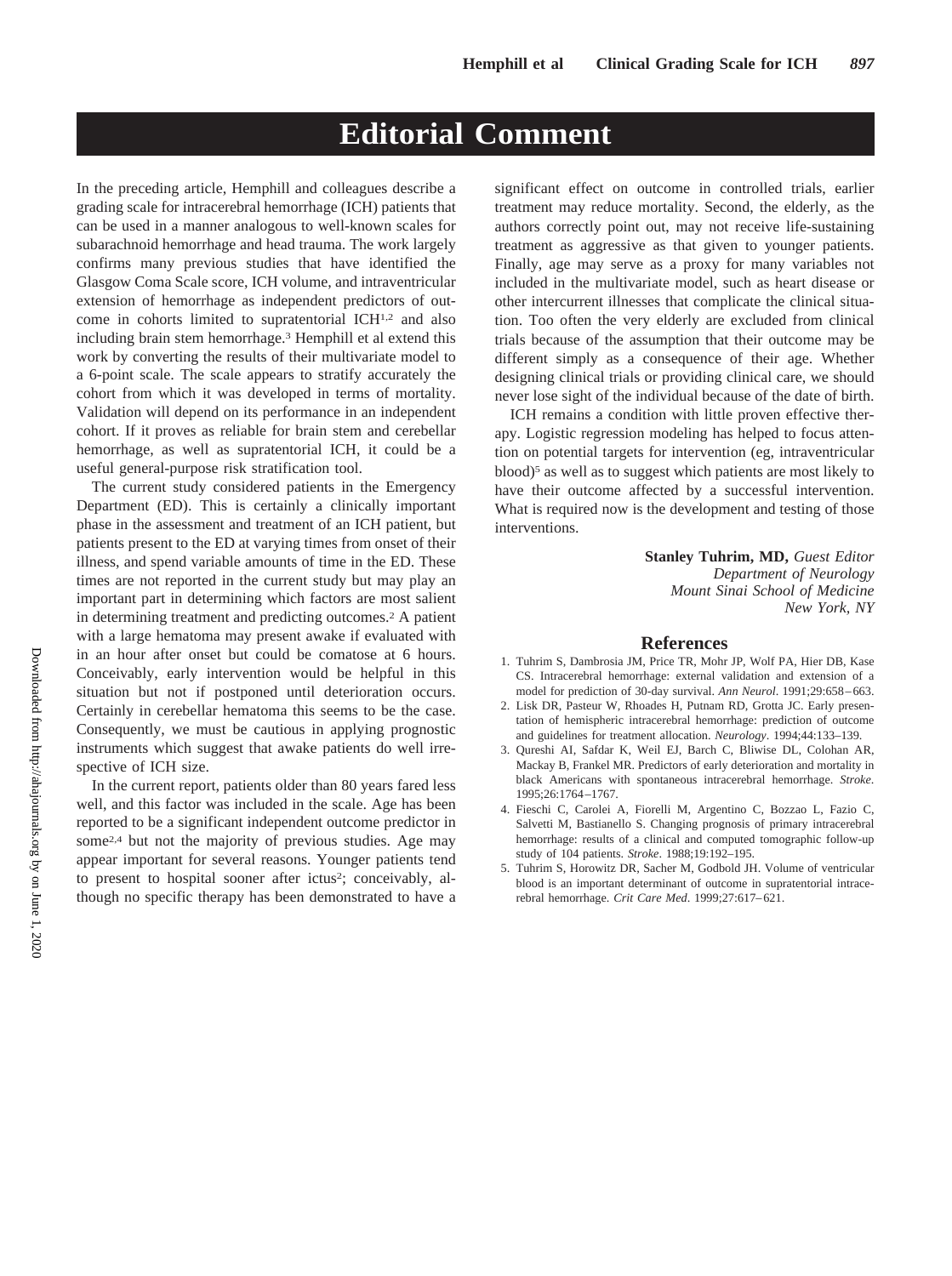# Editorial Comment

In the preceding article, Hemphill and colleagues describe a grading scale for intracerebral hemorrhage (ICH) patients that can be used in a manner analogous to well-known scales for subarachnoid hemorrhage and head trauma. The work largely confirms many previous studies that have identified the Glasgow Coma Scale score, ICH volume, and intraventricular extension of hemorrhage as independent predictors of outcome in cohorts limited to supratentorial ICH[1,2] and also including brain stem hemorrhage.[3] Hemphill et al extend this work by converting the results of their multivariate model to a 6-point scale. The scale appears to stratify accurately the cohort from which it was developed in terms of mortality. Validation will depend on its performance in an independent cohort. If it proves as reliable for brain stem and cerebellar hemorrhage, as well as supratentorial ICH, it could be a useful general-purpose risk stratification tool.

The current study considered patients in the Emergency Department (ED). This is certainly a clinically important phase in the assessment and treatment of an ICH patient, but patients present to the ED at varying times from onset of their illness, and spend variable amounts of time in the ED. These times are not reported in the current study but may play an important part in determining which factors are most salient in determining treatment and predicting outcomes.[2] A patient with a large hematoma may present awake if evaluated with in an hour after onset but could be comatose at 6 hours. Conceivably, early intervention would be helpful in this situation but not if postponed until deterioration occurs. Certainly in cerebellar hematoma this seems to be the case. Consequently, we must be cautious in applying prognostic instruments which suggest that awake patients do well irrespective of ICH size.

In the current report, patients older than 80 years fared less well, and this factor was included in the scale. Age has been reported to be a significant independent outcome predictor in some[2,4] but not the majority of previous studies. Age may appear important for several reasons. Younger patients tend to present to hospital sooner after ictus[2]; conceivably, although no specific therapy has been demonstrated to have a significant effect on outcome in controlled trials, earlier treatment may reduce mortality. Second, the elderly, as the authors correctly point out, may not receive life-sustaining treatment as aggressive as that given to younger patients. Finally, age may serve as a proxy for many variables not included in the multivariate model, such as heart disease or other intercurrent illnesses that complicate the clinical situation. Too often the very elderly are excluded from clinical trials because of the assumption that their outcome may be different simply as a consequence of their age. Whether designing clinical trials or providing clinical care, we should never lose sight of the individual because of the date of birth.

ICH remains a condition with little proven effective therapy. Logistic regression modeling has helped to focus attention on potential targets for intervention (eg, intraventricular blood)[5] as well as to suggest which patients are most likely to have their outcome affected by a successful intervention. What is required now is the development and testing of those interventions.

**Stanley Tuhrim, MD,** *Guest Editor*
*Department of Neurology*
*Mount Sinai School of Medicine*
*New York, NY*

## References

1. Tuhrim S, Dambrosia JM, Price TR, Mohr JP, Wolf PA, Hier DB, Kase CS. Intracerebral hemorrhage: external validation and extension of a model for prediction of 30-day survival. *Ann Neurol*. 1991;29:658–663.
2. Lisk DR, Pasteur W, Rhoades H, Putnam RD, Grotta JC. Early presentation of hemispheric intracerebral hemorrhage: prediction of outcome and guidelines for treatment allocation. *Neurology*. 1994;44:133–139.
3. Qureshi AI, Safdar K, Weil EJ, Barch C, Bliwise DL, Colohan AR, Mackay B, Frankel MR. Predictors of early deterioration and mortality in black Americans with spontaneous intracerebral hemorrhage. *Stroke*. 1995;26:1764–1767.
4. Fieschi C, Carolei A, Fiorelli M, Argentino C, Bozzao L, Fazio C, Salvetti M, Bastianello S. Changing prognosis of primary intracerebral hemorrhage: results of a clinical and computed tomographic follow-up study of 104 patients. *Stroke*. 1988;19:192–195.
5. Tuhrim S, Horowitz DR, Sacher M, Godbold JH. Volume of ventricular blood is an important determinant of outcome in supratentorial intracerebral hemorrhage. *Crit Care Med*. 1999;27:617–621.